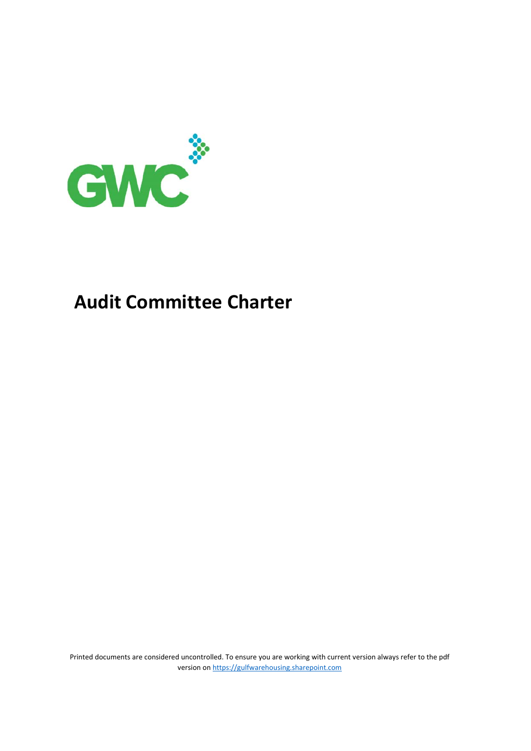GWC

# Audit Committee Charter

Printed documents are considered uncontrolled. To ensure you are working with current version always refer to the pdf version on https://gulfwarehousing.sharepoint.com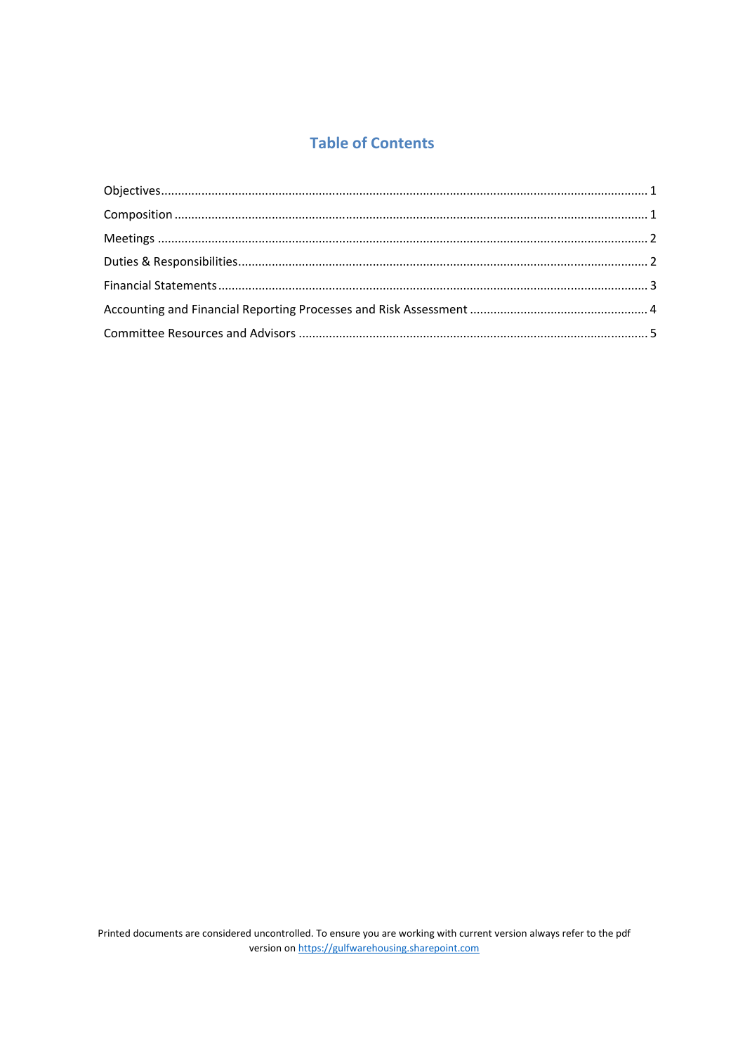## Table of Contents

Objectives ........................................................................................................................................ 1

Composition ..................................................................................................................................... 1

Meetings ........................................................................................................................................... 2

Duties & Responsibilities ................................................................................................................... 2

Financial Statements ......................................................................................................................... 3

Accounting and Financial Reporting Processes and Risk Assessment ..................................................... 4

Committee Resources and Advisors ..................................................................................................... 5

Printed documents are considered uncontrolled. To ensure you are working with current version always refer to the pdf version on https://gulfwarehousing.sharepoint.com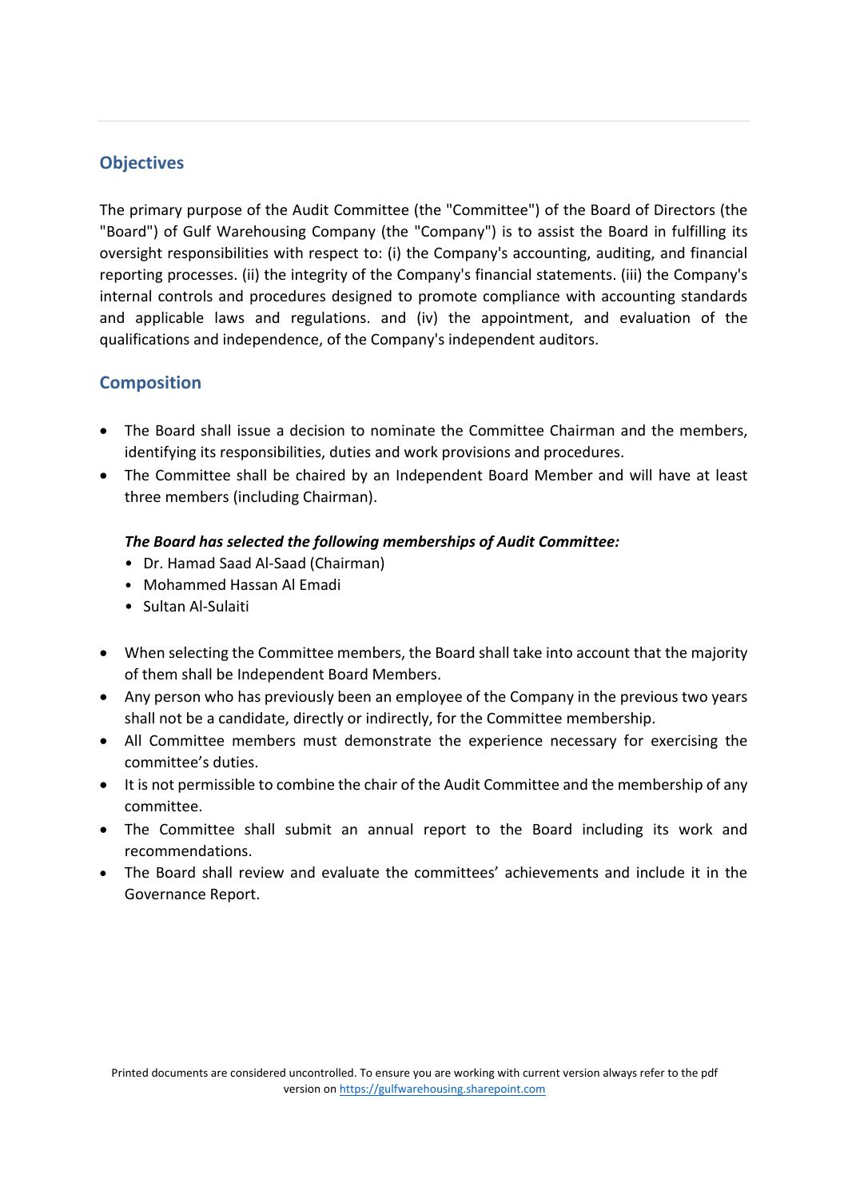## Objectives

The primary purpose of the Audit Committee (the "Committee") of the Board of Directors (the "Board") of Gulf Warehousing Company (the "Company") is to assist the Board in fulfilling its oversight responsibilities with respect to: (i) the Company's accounting, auditing, and financial reporting processes. (ii) the integrity of the Company's financial statements. (iii) the Company's internal controls and procedures designed to promote compliance with accounting standards and applicable laws and regulations. and (iv) the appointment, and evaluation of the qualifications and independence, of the Company's independent auditors.

## Composition

- The Board shall issue a decision to nominate the Committee Chairman and the members, identifying its responsibilities, duties and work provisions and procedures.
- The Committee shall be chaired by an Independent Board Member and will have at least three members (including Chairman).

  ***The Board has selected the following memberships of Audit Committee:***
  - Dr. Hamad Saad Al-Saad (Chairman)
  - Mohammed Hassan Al Emadi
  - Sultan Al-Sulaiti

- When selecting the Committee members, the Board shall take into account that the majority of them shall be Independent Board Members.
- Any person who has previously been an employee of the Company in the previous two years shall not be a candidate, directly or indirectly, for the Committee membership.
- All Committee members must demonstrate the experience necessary for exercising the committee's duties.
- It is not permissible to combine the chair of the Audit Committee and the membership of any committee.
- The Committee shall submit an annual report to the Board including its work and recommendations.
- The Board shall review and evaluate the committees' achievements and include it in the Governance Report.

Printed documents are considered uncontrolled. To ensure you are working with current version always refer to the pdf version on https://gulfwarehousing.sharepoint.com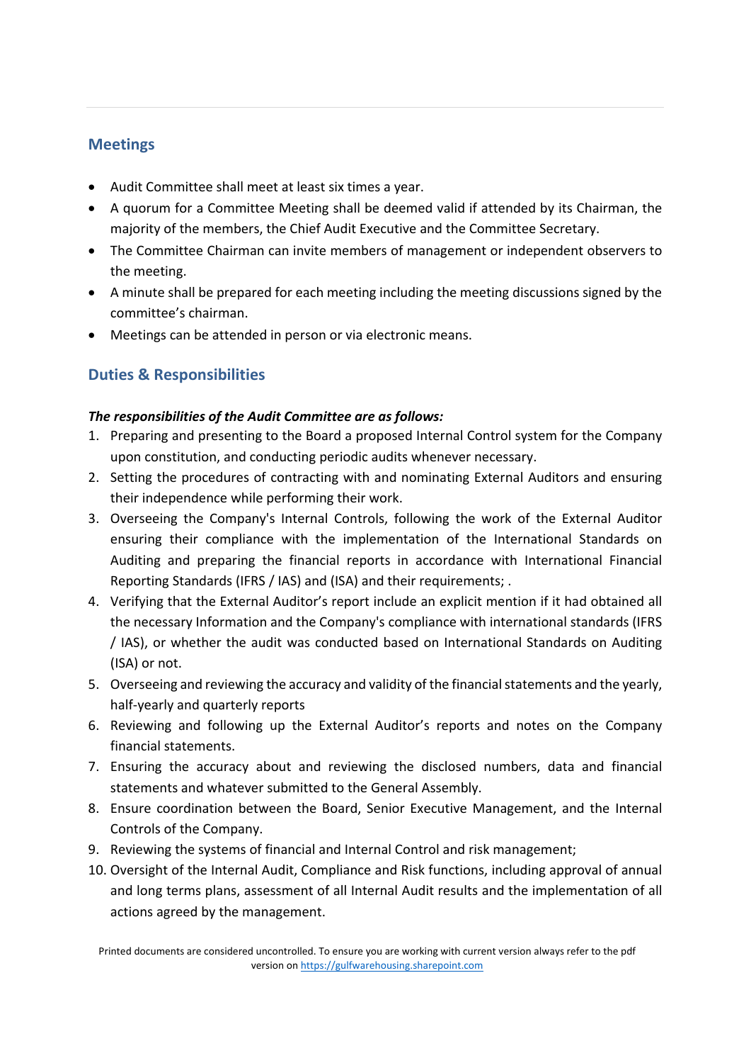## Meetings

- Audit Committee shall meet at least six times a year.
- A quorum for a Committee Meeting shall be deemed valid if attended by its Chairman, the majority of the members, the Chief Audit Executive and the Committee Secretary.
- The Committee Chairman can invite members of management or independent observers to the meeting.
- A minute shall be prepared for each meeting including the meeting discussions signed by the committee's chairman.
- Meetings can be attended in person or via electronic means.

## Duties & Responsibilities

***The responsibilities of the Audit Committee are as follows:***

1. Preparing and presenting to the Board a proposed Internal Control system for the Company upon constitution, and conducting periodic audits whenever necessary.
2. Setting the procedures of contracting with and nominating External Auditors and ensuring their independence while performing their work.
3. Overseeing the Company's Internal Controls, following the work of the External Auditor ensuring their compliance with the implementation of the International Standards on Auditing and preparing the financial reports in accordance with International Financial Reporting Standards (IFRS / IAS) and (ISA) and their requirements; .
4. Verifying that the External Auditor's report include an explicit mention if it had obtained all the necessary Information and the Company's compliance with international standards (IFRS / IAS), or whether the audit was conducted based on International Standards on Auditing (ISA) or not.
5. Overseeing and reviewing the accuracy and validity of the financial statements and the yearly, half-yearly and quarterly reports
6. Reviewing and following up the External Auditor's reports and notes on the Company financial statements.
7. Ensuring the accuracy about and reviewing the disclosed numbers, data and financial statements and whatever submitted to the General Assembly.
8. Ensure coordination between the Board, Senior Executive Management, and the Internal Controls of the Company.
9. Reviewing the systems of financial and Internal Control and risk management;
10. Oversight of the Internal Audit, Compliance and Risk functions, including approval of annual and long terms plans, assessment of all Internal Audit results and the implementation of all actions agreed by the management.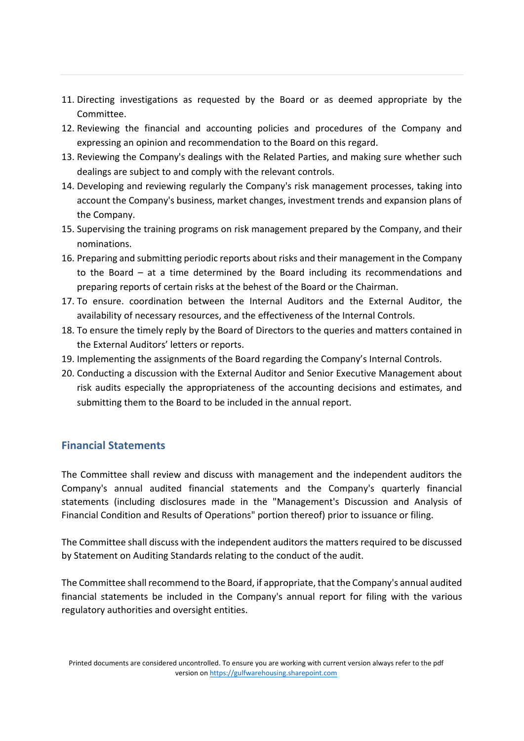11. Directing investigations as requested by the Board or as deemed appropriate by the Committee.
12. Reviewing the financial and accounting policies and procedures of the Company and expressing an opinion and recommendation to the Board on this regard.
13. Reviewing the Company's dealings with the Related Parties, and making sure whether such dealings are subject to and comply with the relevant controls.
14. Developing and reviewing regularly the Company's risk management processes, taking into account the Company's business, market changes, investment trends and expansion plans of the Company.
15. Supervising the training programs on risk management prepared by the Company, and their nominations.
16. Preparing and submitting periodic reports about risks and their management in the Company to the Board – at a time determined by the Board including its recommendations and preparing reports of certain risks at the behest of the Board or the Chairman.
17. To ensure. coordination between the Internal Auditors and the External Auditor, the availability of necessary resources, and the effectiveness of the Internal Controls.
18. To ensure the timely reply by the Board of Directors to the queries and matters contained in the External Auditors' letters or reports.
19. Implementing the assignments of the Board regarding the Company's Internal Controls.
20. Conducting a discussion with the External Auditor and Senior Executive Management about risk audits especially the appropriateness of the accounting decisions and estimates, and submitting them to the Board to be included in the annual report.

## Financial Statements

The Committee shall review and discuss with management and the independent auditors the Company's annual audited financial statements and the Company's quarterly financial statements (including disclosures made in the "Management's Discussion and Analysis of Financial Condition and Results of Operations" portion thereof) prior to issuance or filing.

The Committee shall discuss with the independent auditors the matters required to be discussed by Statement on Auditing Standards relating to the conduct of the audit.

The Committee shall recommend to the Board, if appropriate, that the Company's annual audited financial statements be included in the Company's annual report for filing with the various regulatory authorities and oversight entities.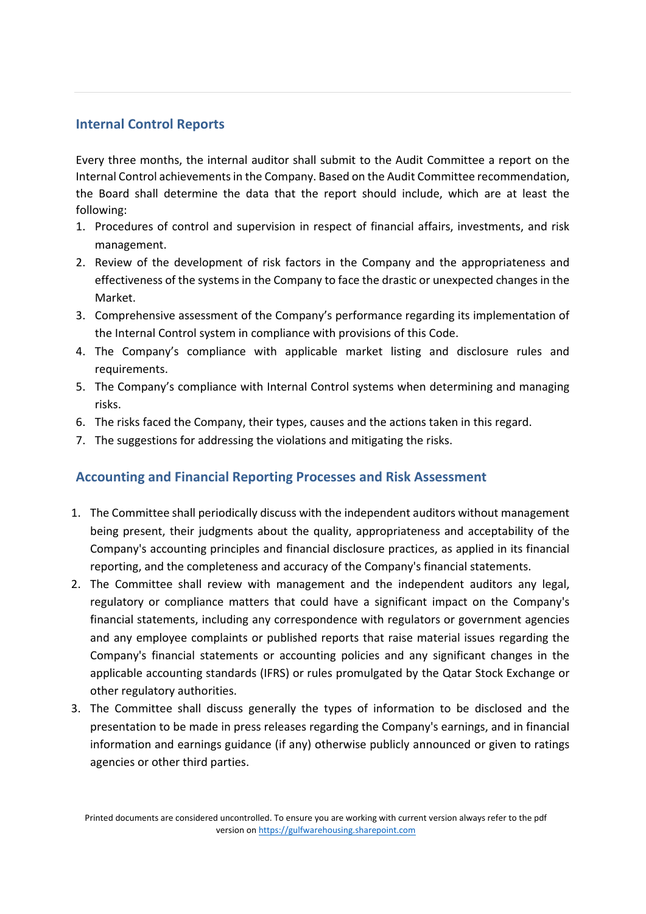## Internal Control Reports

Every three months, the internal auditor shall submit to the Audit Committee a report on the Internal Control achievements in the Company. Based on the Audit Committee recommendation, the Board shall determine the data that the report should include, which are at least the following:

1. Procedures of control and supervision in respect of financial affairs, investments, and risk management.
2. Review of the development of risk factors in the Company and the appropriateness and effectiveness of the systems in the Company to face the drastic or unexpected changes in the Market.
3. Comprehensive assessment of the Company's performance regarding its implementation of the Internal Control system in compliance with provisions of this Code.
4. The Company's compliance with applicable market listing and disclosure rules and requirements.
5. The Company's compliance with Internal Control systems when determining and managing risks.
6. The risks faced the Company, their types, causes and the actions taken in this regard.
7. The suggestions for addressing the violations and mitigating the risks.

## Accounting and Financial Reporting Processes and Risk Assessment

1. The Committee shall periodically discuss with the independent auditors without management being present, their judgments about the quality, appropriateness and acceptability of the Company's accounting principles and financial disclosure practices, as applied in its financial reporting, and the completeness and accuracy of the Company's financial statements.
2. The Committee shall review with management and the independent auditors any legal, regulatory or compliance matters that could have a significant impact on the Company's financial statements, including any correspondence with regulators or government agencies and any employee complaints or published reports that raise material issues regarding the Company's financial statements or accounting policies and any significant changes in the applicable accounting standards (IFRS) or rules promulgated by the Qatar Stock Exchange or other regulatory authorities.
3. The Committee shall discuss generally the types of information to be disclosed and the presentation to be made in press releases regarding the Company's earnings, and in financial information and earnings guidance (if any) otherwise publicly announced or given to ratings agencies or other third parties.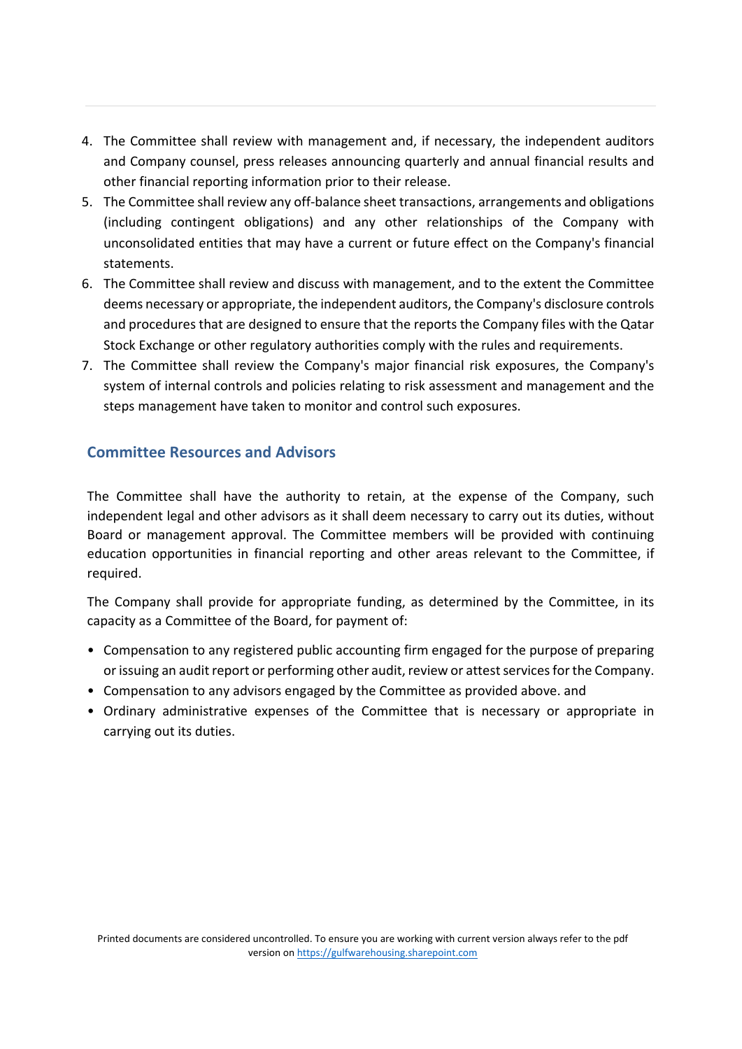4. The Committee shall review with management and, if necessary, the independent auditors and Company counsel, press releases announcing quarterly and annual financial results and other financial reporting information prior to their release.
5. The Committee shall review any off-balance sheet transactions, arrangements and obligations (including contingent obligations) and any other relationships of the Company with unconsolidated entities that may have a current or future effect on the Company's financial statements.
6. The Committee shall review and discuss with management, and to the extent the Committee deems necessary or appropriate, the independent auditors, the Company's disclosure controls and procedures that are designed to ensure that the reports the Company files with the Qatar Stock Exchange or other regulatory authorities comply with the rules and requirements.
7. The Committee shall review the Company's major financial risk exposures, the Company's system of internal controls and policies relating to risk assessment and management and the steps management have taken to monitor and control such exposures.

## Committee Resources and Advisors

The Committee shall have the authority to retain, at the expense of the Company, such independent legal and other advisors as it shall deem necessary to carry out its duties, without Board or management approval. The Committee members will be provided with continuing education opportunities in financial reporting and other areas relevant to the Committee, if required.

The Company shall provide for appropriate funding, as determined by the Committee, in its capacity as a Committee of the Board, for payment of:

- Compensation to any registered public accounting firm engaged for the purpose of preparing or issuing an audit report or performing other audit, review or attest services for the Company.
- Compensation to any advisors engaged by the Committee as provided above. and
- Ordinary administrative expenses of the Committee that is necessary or appropriate in carrying out its duties.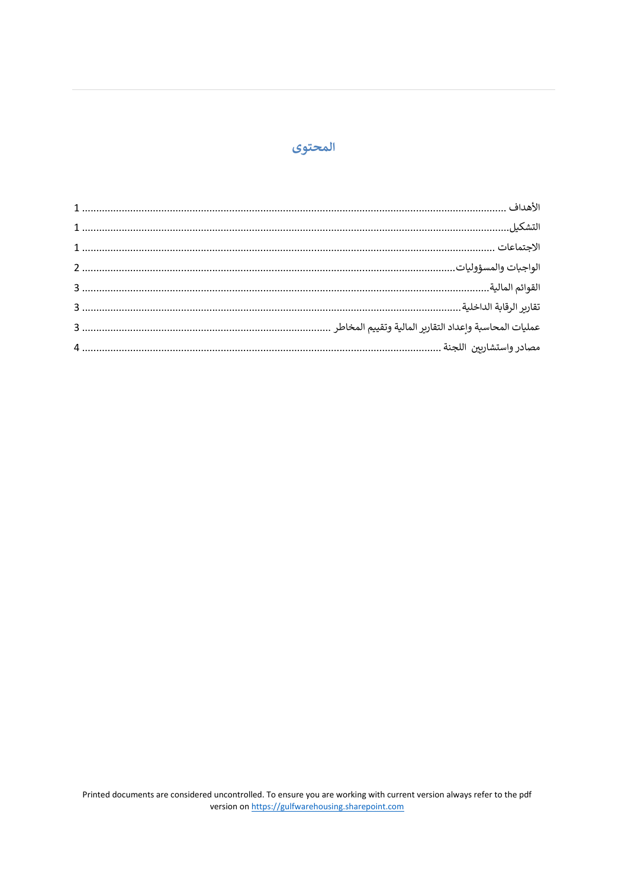# المحتوى

الأهداف ........................................................................................................................ 1

التشكيل........................................................................................................................... 1

الاجتماعات ...................................................................................................................... 1

الواجبات والمسؤوليات......................................................................................................... 2

القوائم المالية...................................................................................................................... 3

تقارير الرقابة الداخلية............................................................................................................ 3

عمليات المحاسبة وإعداد التقارير المالية وتقييم المخاطر ........................................................................ 3

مصادر واستشاريين اللجنة ....................................................................................................... 4

Printed documents are considered uncontrolled. To ensure you are working with current version always refer to the pdf version on https://gulfwarehousing.sharepoint.com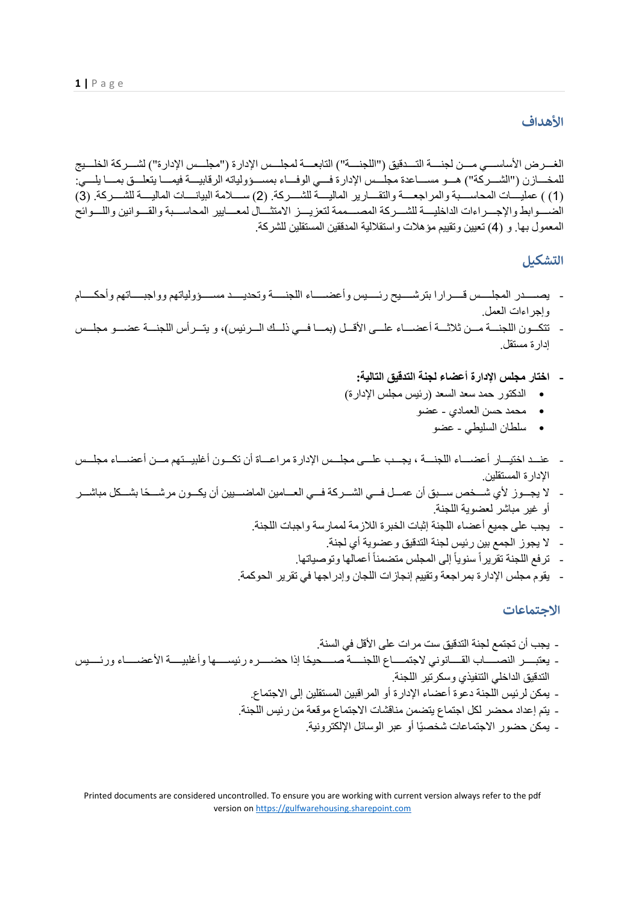## الأهداف

الغرض الأساسي من لجنة التدقيق ("اللجنة") التابعة لمجلس الإدارة ("مجلس الإدارة") لشركة الخليج للمخازن ("الشركة") هو مساعدة مجلس الإدارة في الوفاء بمسؤولياته الرقابية فيما يتعلق بما يلي: (1) ) عمليات المحاسبة والمراجعة والتقارير المالية للشركة. (2) سلامة البيانات المالية للشركة. (3) الضوابط والإجراءات الداخلية للشركة المصممة لتعزيز الامتثال لمعايير المحاسبة والقوانين واللوائح المعمول بها. و (4) تعيين وتقييم مؤهلات واستقلالية المدققين المستقلين للشركة.

## التشكيل

- يصدر المجلس قرارا بترشيح رئيس وأعضاء اللجنة وتحديد مسؤولياتهم وواجباتهم وأحكام وإجراءات العمل.
- تتكون اللجنة من ثلاثة أعضاء على الأقل (بما في ذلك الرئيس)، و يترأس اللجنة عضو مجلس إدارة مستقل.
- **اختار مجلس الإدارة أعضاء لجنة التدقيق التالية:**
  - الدكتور حمد سعد السعد (رئيس مجلس الإدارة)
  - محمد حسن العمادي - عضو
  - سلطان السليطي - عضو
- عند اختيار أعضاء اللجنة ، يجب على مجلس الإدارة مراعاة أن تكون أغلبيتهم من أعضاء مجلس الإدارة المستقلين.
- لا يجوز لأي شخص سبق أن عمل في الشركة في العامين الماضيين أن يكون مرشحًا بشكل مباشر أو غير مباشر لعضوية اللجنة.
- يجب على جميع أعضاء اللجنة إثبات الخبرة اللازمة لممارسة واجبات اللجنة.
- لا يجوز الجمع بين رئيس لجنة التدقيق وعضوية أي لجنة.
- ترفع اللجنة تقريراً سنوياً إلى المجلس متضمناً أعمالها وتوصياتها.
- يقوم مجلس الإدارة بمراجعة وتقييم إنجازات اللجان وإدراجها في تقرير الحوكمة.

## الاجتماعات

- يجب أن تجتمع لجنة التدقيق ست مرات على الأقل في السنة.
- يعتبر النصاب القانوني لاجتماع اللجنة صحيحًا إذا حضره رئيسها وأغلبية الأعضاء ورئيس التدقيق الداخلي التنفيذي وسكرتير اللجنة.
- يمكن لرئيس اللجنة دعوة أعضاء الإدارة أو المراقبين المستقلين إلى الاجتماع.
- يتم إعداد محضر لكل اجتماع يتضمن مناقشات الاجتماع موقعة من رئيس اللجنة.
- يمكن حضور الاجتماعات شخصيًا أو عبر الوسائل الإلكترونية.

Printed documents are considered uncontrolled. To ensure you are working with current version always refer to the pdf version on https://gulfwarehousing.sharepoint.com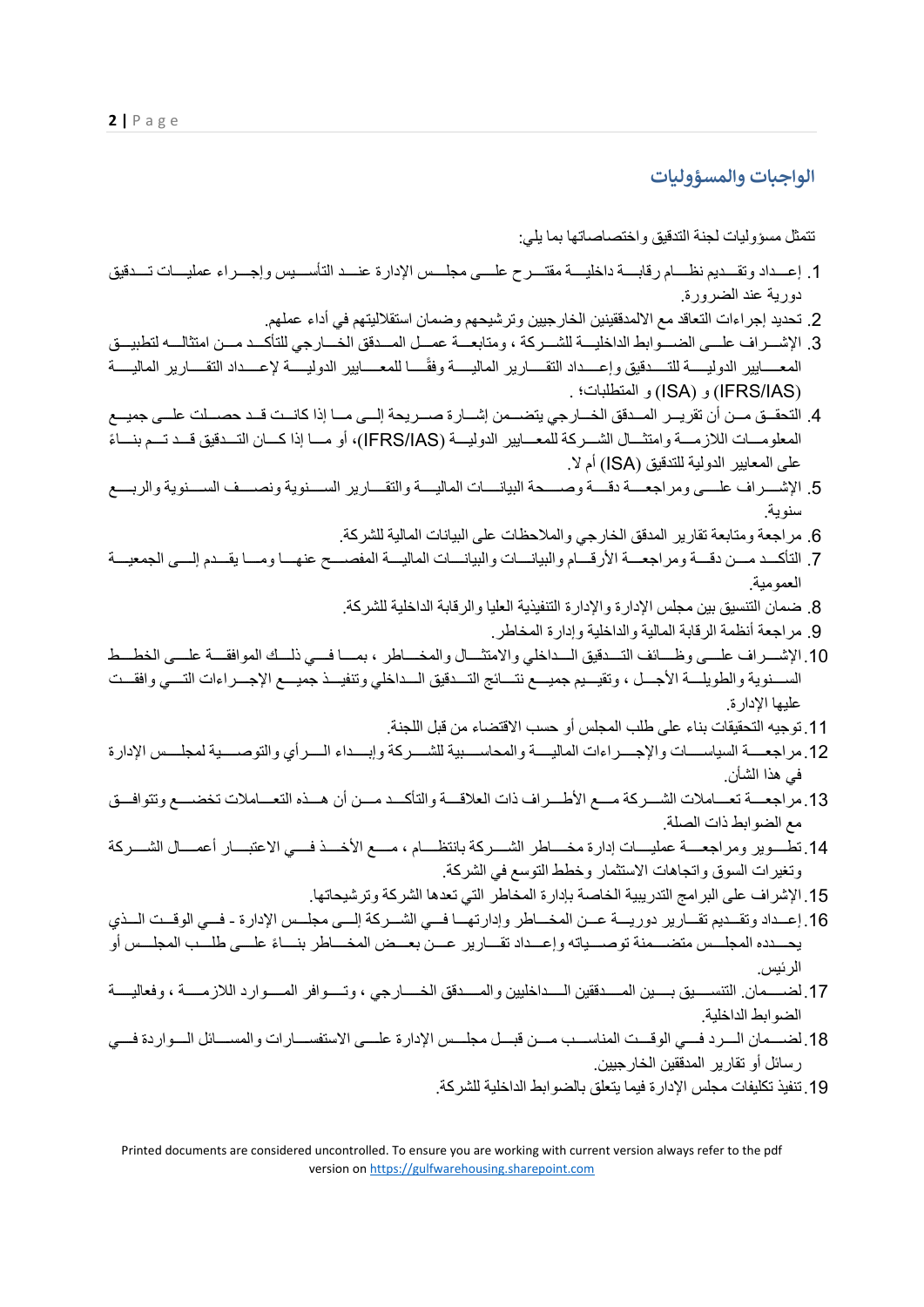## الواجبات والمسؤوليات

تتمثل مسؤوليات لجنة التدقيق واختصاصاتها بما يلي:

1. إعداد وتقديم نظام رقابة داخلية مقترح على مجلس الإدارة عند التأسيس وإجراء عمليات تدقيق دورية عند الضرورة.
2. تحديد إجراءات التعاقد مع الالمدققينين الخارجيين وترشيحهم وضمان استقلاليتهم في أداء عملهم.
3. الإشراف على الضوابط الداخلية للشركة ، ومتابعة عمل المدقق الخارجي للتأكد من امتثاله لتطبيق المعايير الدولية للتدقيق وإعداد التقارير المالية وفقًا للمعايير الدولية لإعداد التقارير المالية (IFRS/IAS) و (ISA) و المتطلبات؛ .
4. التحقق من أن تقرير المدقق الخارجي يتضمن إشارة صريحة إلى ما إذا كانت قد حصلت على جميع المعلومات اللازمة وامتثال الشركة للمعايير الدولية (IFRS/IAS)، أو ما إذا كان التدقيق قد تم بناءً على المعايير الدولية للتدقيق (ISA) أم لا.
5. الإشراف على ومراجعة دقة وصحة البيانات المالية والتقارير السنوية ونصف السنوية والربع سنوية.
6. مراجعة ومتابعة تقارير المدقق الخارجي والملاحظات على البيانات المالية للشركة.
7. التأكد من دقة ومراجعة الأرقام والبيانات والبيانات المالية المفصح عنها وما يقدم إلى الجمعية العمومية.
8. ضمان التنسيق بين مجلس الإدارة والإدارة التنفيذية العليا والرقابة الداخلية للشركة.
9. مراجعة أنظمة الرقابة المالية والداخلية وإدارة المخاطر.
10. الإشراف على وظائف التدقيق الداخلي والامتثال والمخاطر ، بما في ذلك الموافقة على الخطط السنوية والطويلة الأجل ، وتقييم جميع نتائج التدقيق الداخلي وتنفيذ جميع الإجراءات التي وافقت عليها الإدارة.
11. توجيه التحقيقات بناء على طلب المجلس أو حسب الاقتضاء من قبل اللجنة.
12. مراجعة السياسات والإجراءات المالية والمحاسبية للشركة وإبداء الرأي والتوصية لمجلس الإدارة في هذا الشأن.
13. مراجعة تعاملات الشركة مع الأطراف ذات العلاقة والتأكد من أن هذه التعاملات تخضع وتتوافق مع الضوابط ذات الصلة.
14. تطوير ومراجعة عمليات إدارة مخاطر الشركة بانتظام ، مع الأخذ في الاعتبار أعمال الشركة وتغيرات السوق واتجاهات الاستثمار وخطط التوسع في الشركة.
15. الإشراف على البرامج التدريبية الخاصة بإدارة المخاطر التي تعدها الشركة وترشيحاتها.
16. إعداد وتقديم تقارير دورية عن المخاطر وإدارتها في الشركة إلى مجلس الإدارة - في الوقت الذي يحدده المجلس متضمنة توصياته وإعداد تقارير عن بعض المخاطر بناءً على طلب المجلس أو الرئيس.
17. لضمان. التنسيق بين المدققين الداخليين والمدقق الخارجي ، وتوافر الموارد اللازمة ، وفعالية الضوابط الداخلية.
18. لضمان الرد في الوقت المناسب من قبل مجلس الإدارة على الاستفسارات والمسائل الواردة في رسائل أو تقارير المدققين الخارجيين.
19. تنفيذ تكليفات مجلس الإدارة فيما يتعلق بالضوابط الداخلية للشركة.

Printed documents are considered uncontrolled. To ensure you are working with current version always refer to the pdf version on https://gulfwarehousing.sharepoint.com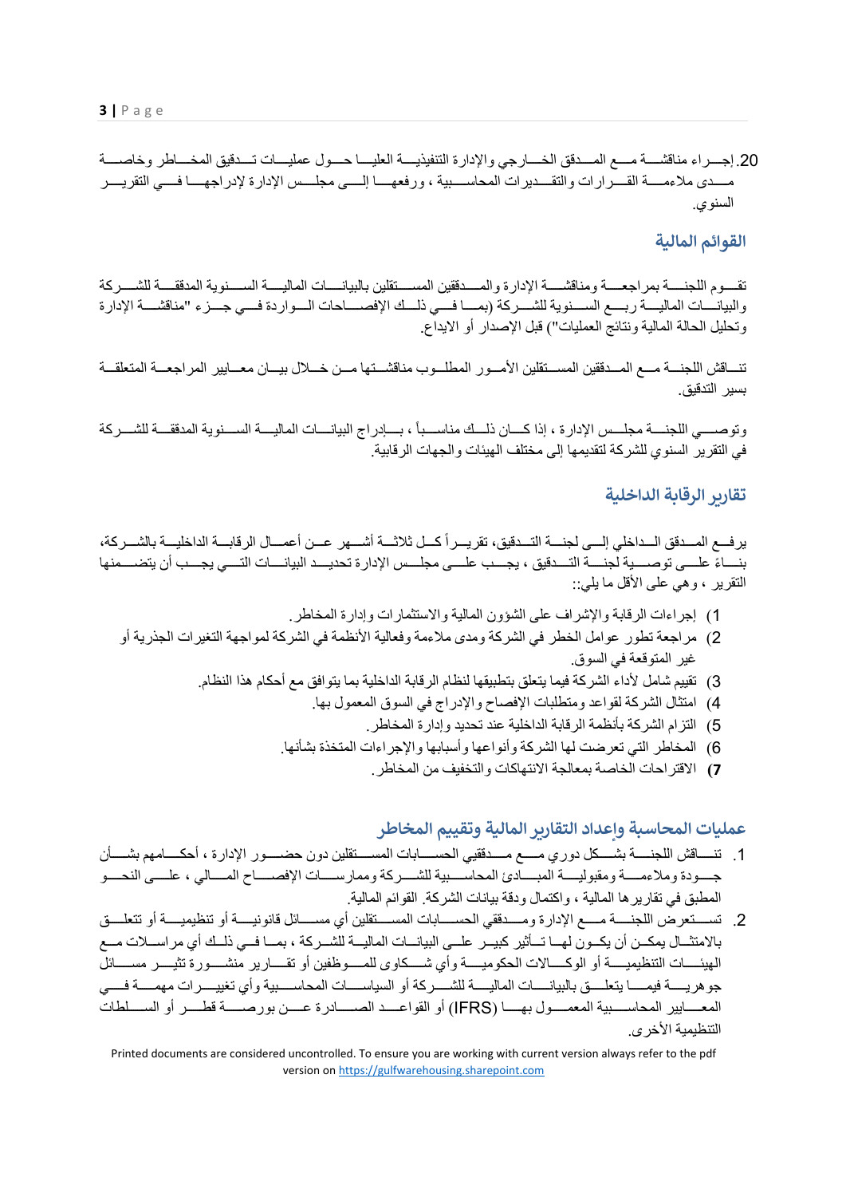20. إجراء مناقشة مع المدقق الخارجي والإدارة التنفيذية العليا حول عمليات تدقيق المخاطر وخاصة مدى ملاءمة القرارات والتقديرات المحاسبية ، ورفعها إلى مجلس الإدارة لإدراجها في التقرير السنوي.

## القوائم المالية

تقوم اللجنة بمراجعة ومناقشة الإدارة والمدققين المستقلين بالبيانات المالية السنوية المدققة للشركة والبيانات المالية ربع السنوية للشركة (بما في ذلك الإفصاحات الواردة في جزء "مناقشة الإدارة وتحليل الحالة المالية ونتائج العمليات") قبل الإصدار أو الايداع.

تناقش اللجنة مع المدققين المستقلين الأمور المطلوب مناقشتها من خلال بيان معايير المراجعة المتعلقة بسير التدقيق.

وتوصي اللجنة مجلس الإدارة ، إذا كان ذلك مناسباً ، بإدراج البيانات المالية السنوية المدققة للشركة في التقرير السنوي للشركة لتقديمها إلى مختلف الهيئات والجهات الرقابية.

## تقارير الرقابة الداخلية

يرفع المدقق الداخلي إلى لجنة التدقيق، تقريراً كل ثلاثة أشهر عن أعمال الرقابة الداخلية بالشركة، بناءً على توصية لجنة التدقيق ، يجب على مجلس الإدارة تحديد البيانات التي يجب أن يتضمنها التقرير ، وهي على الأقل ما يلي::

1) إجراءات الرقابة والإشراف على الشؤون المالية والاستثمارات وإدارة المخاطر.
2) مراجعة تطور عوامل الخطر في الشركة ومدى ملاءمة وفعالية الأنظمة في الشركة لمواجهة التغيرات الجذرية أو غير المتوقعة في السوق.
3) تقييم شامل لأداء الشركة فيما يتعلق بتطبيقها لنظام الرقابة الداخلية بما يتوافق مع أحكام هذا النظام.
4) امتثال الشركة لقواعد ومتطلبات الإفصاح والإدراج في السوق المعمول بها.
5) التزام الشركة بأنظمة الرقابة الداخلية عند تحديد وإدارة المخاطر.
6) المخاطر التي تعرضت لها الشركة وأنواعها وأسبابها والإجراءات المتخذة بشأنها.
7) الاقتراحات الخاصة بمعالجة الانتهاكات والتخفيف من المخاطر.

## عمليات المحاسبة وإعداد التقارير المالية وتقييم المخاطر

1. تناقش اللجنة بشكل دوري مع مدققي الحسابات المستقلين دون حضور الإدارة ، أحكامهم بشأن جودة وملاءمة ومقبولية المبادئ المحاسبية للشركة وممارسات الإفصاح المالي ، على النحو المطبق في تقاريرها المالية ، واكتمال ودقة بيانات الشركة. القوائم المالية.
2. تستعرض اللجنة مع الإدارة ومدققي الحسابات المستقلين أي مسائل قانونية أو تنظيمية أو تتعلق بالامتثال يمكن أن يكون لها تأثير كبير على البيانات المالية للشركة ، بما في ذلك أي مراسلات مع الهيئات التنظيمية أو الوكالات الحكومية وأي شكاوى للموظفين أو تقارير منشورة تثير مسائل جوهرية فيما يتعلق بالبيانات المالية للشركة أو السياسات المحاسبية وأي تغييرات مهمة في المعايير المحاسبية المعمول بها (IFRS) أو القواعد الصادرة عن بورصة قطر أو السلطات التنظيمية الأخرى.

Printed documents are considered uncontrolled. To ensure you are working with current version always refer to the pdf version on https://gulfwarehousing.sharepoint.com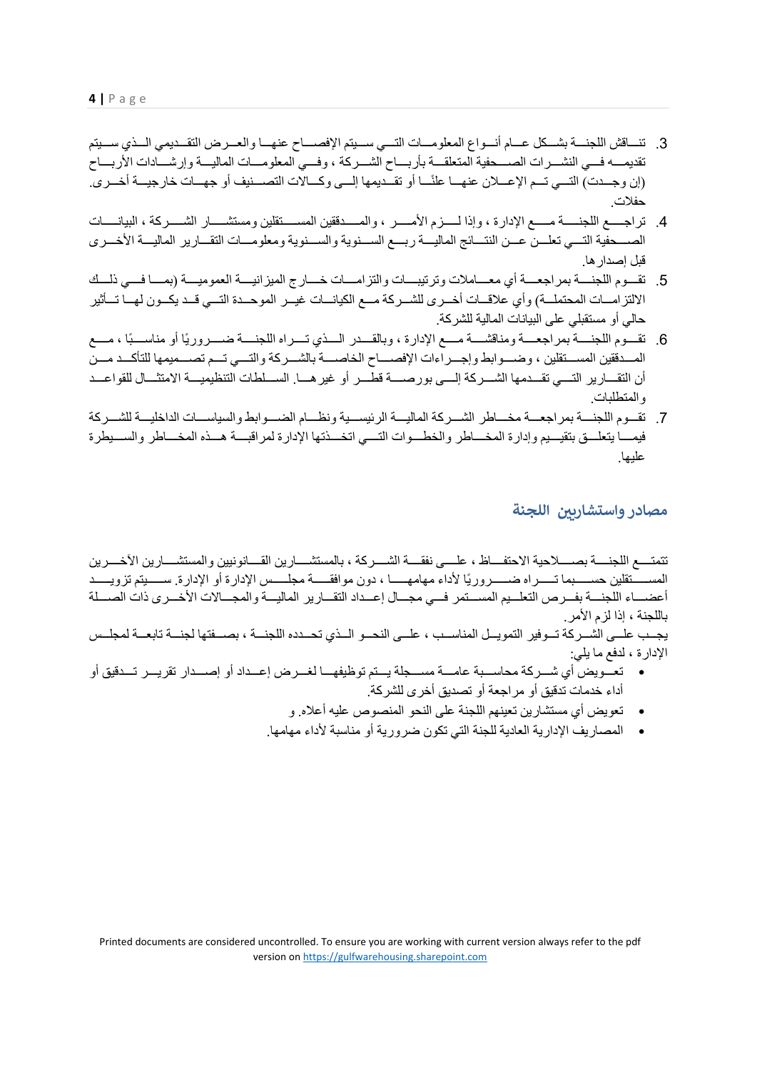3. تناقش اللجنة بشكل عام أنواع المعلومات التي سيتم الإفصاح عنها والعرض التقديمي الذي سيتم تقديمه في النشرات الصحفية المتعلقة بأرباح الشركة ، وفي المعلومات المالية وإرشادات الأرباح (إن وجدت) التي تم الإعلان عنها علنًا أو تقديمها إلى وكالات التصنيف أو جهات خارجية أخرى. حفلات.
4. تراجع اللجنة مع الإدارة ، وإذا لزم الأمر ، والمدققين المستقلين ومستشار الشركة ، البيانات الصحفية التي تعلن عن النتائج المالية ربع السنوية والسنوية ومعلومات التقارير المالية الأخرى قبل إصدارها.
5. تقوم اللجنة بمراجعة أي معاملات وترتيبات والتزامات خارج الميزانية العمومية (بما في ذلك الالتزامات المحتملة) وأي علاقات أخرى للشركة مع الكيانات غير الموحدة التي قد يكون لها تأثير حالي أو مستقبلي على البيانات المالية للشركة.
6. تقوم اللجنة بمراجعة ومناقشة مع الإدارة ، وبالقدر الذي تراه اللجنة ضروريًا أو مناسبًا ، مع المدققين المستقلين ، وضوابط وإجراءات الإفصاح الخاصة بالشركة والتي تم تصميمها للتأكد من أن التقارير التي تقدمها الشركة إلى بورصة قطر أو غيرها. السلطات التنظيمية الامتثال للقواعد والمتطلبات.
7. تقوم اللجنة بمراجعة مخاطر الشركة المالية الرئيسية ونظام الضوابط والسياسات الداخلية للشركة فيما يتعلق بتقييم وإدارة المخاطر والخطوات التي اتخذتها الإدارة لمراقبة هذه المخاطر والسيطرة عليها.

## مصادر واستشاريين اللجنة

تتمتع اللجنة بصلاحية الاحتفاظ ، على نفقة الشركة ، بالمستشارين القانونيين والمستشارين الآخرين المستقلين حسبما تراه ضروريًا لأداء مهامها ، دون موافقة مجلس الإدارة أو الإدارة. سيتم تزويد أعضاء اللجنة بفرص التعليم المستمر في مجال إعداد التقارير المالية والمجالات الأخرى ذات الصلة باللجنة ، إذا لزم الأمر.

يجب على الشركة توفير التمويل المناسب ، على النحو الذي تحدده اللجنة ، بصفتها لجنة تابعة لمجلس الإدارة ، لدفع ما يلي:

- تعويض أي شركة محاسبة عامة مسجلة يتم توظيفها لغرض إعداد أو إصدار تقرير تدقيق أو أداء خدمات تدقيق أو مراجعة أو تصديق أخرى للشركة.
- تعويض أي مستشارين تعينهم اللجنة على النحو المنصوص عليه أعلاه. و
- المصاريف الإدارية العادية للجنة التي تكون ضرورية أو مناسبة لأداء مهامها.